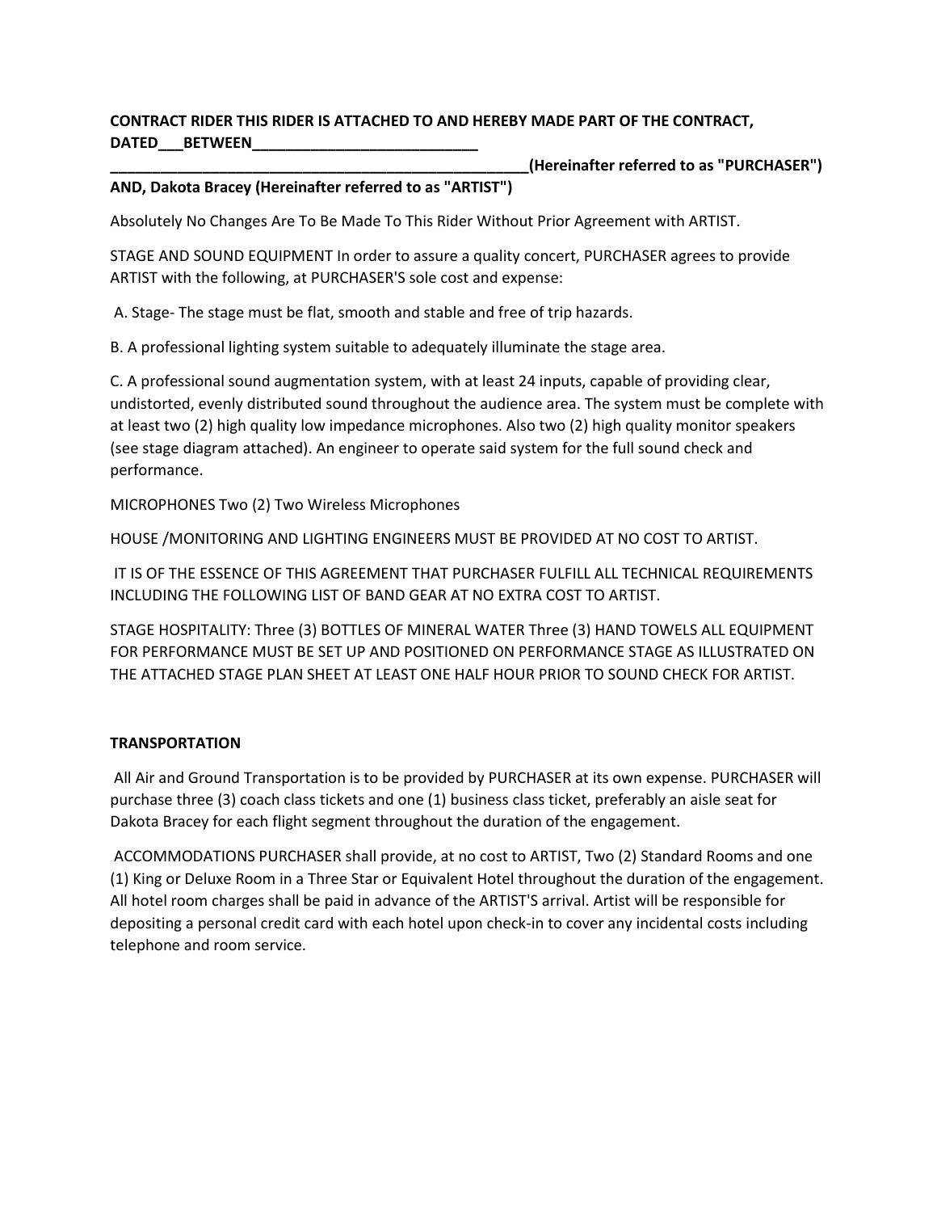**CONTRACT RIDER THIS RIDER IS ATTACHED TO AND HEREBY MADE PART OF THE CONTRACT, DATED___BETWEEN___________________________**

**__________________________________________________(Hereinafter referred to as "PURCHASER") AND, Dakota Bracey (Hereinafter referred to as "ARTIST")**

Absolutely No Changes Are To Be Made To This Rider Without Prior Agreement with ARTIST.

STAGE AND SOUND EQUIPMENT In order to assure a quality concert, PURCHASER agrees to provide ARTIST with the following, at PURCHASER'S sole cost and expense:

A. Stage- The stage must be flat, smooth and stable and free of trip hazards.

B. A professional lighting system suitable to adequately illuminate the stage area.

C. A professional sound augmentation system, with at least 24 inputs, capable of providing clear, undistorted, evenly distributed sound throughout the audience area. The system must be complete with at least two (2) high quality low impedance microphones. Also two (2) high quality monitor speakers (see stage diagram attached). An engineer to operate said system for the full sound check and performance.

MICROPHONES Two (2) Two Wireless Microphones

HOUSE /MONITORING AND LIGHTING ENGINEERS MUST BE PROVIDED AT NO COST TO ARTIST.

IT IS OF THE ESSENCE OF THIS AGREEMENT THAT PURCHASER FULFILL ALL TECHNICAL REQUIREMENTS INCLUDING THE FOLLOWING LIST OF BAND GEAR AT NO EXTRA COST TO ARTIST.

STAGE HOSPITALITY: Three (3) BOTTLES OF MINERAL WATER Three (3) HAND TOWELS ALL EQUIPMENT FOR PERFORMANCE MUST BE SET UP AND POSITIONED ON PERFORMANCE STAGE AS ILLUSTRATED ON THE ATTACHED STAGE PLAN SHEET AT LEAST ONE HALF HOUR PRIOR TO SOUND CHECK FOR ARTIST.

**TRANSPORTATION**

All Air and Ground Transportation is to be provided by PURCHASER at its own expense. PURCHASER will purchase three (3) coach class tickets and one (1) business class ticket, preferably an aisle seat for Dakota Bracey for each flight segment throughout the duration of the engagement.

ACCOMMODATIONS PURCHASER shall provide, at no cost to ARTIST, Two (2) Standard Rooms and one (1) King or Deluxe Room in a Three Star or Equivalent Hotel throughout the duration of the engagement. All hotel room charges shall be paid in advance of the ARTIST'S arrival. Artist will be responsible for depositing a personal credit card with each hotel upon check-in to cover any incidental costs including telephone and room service.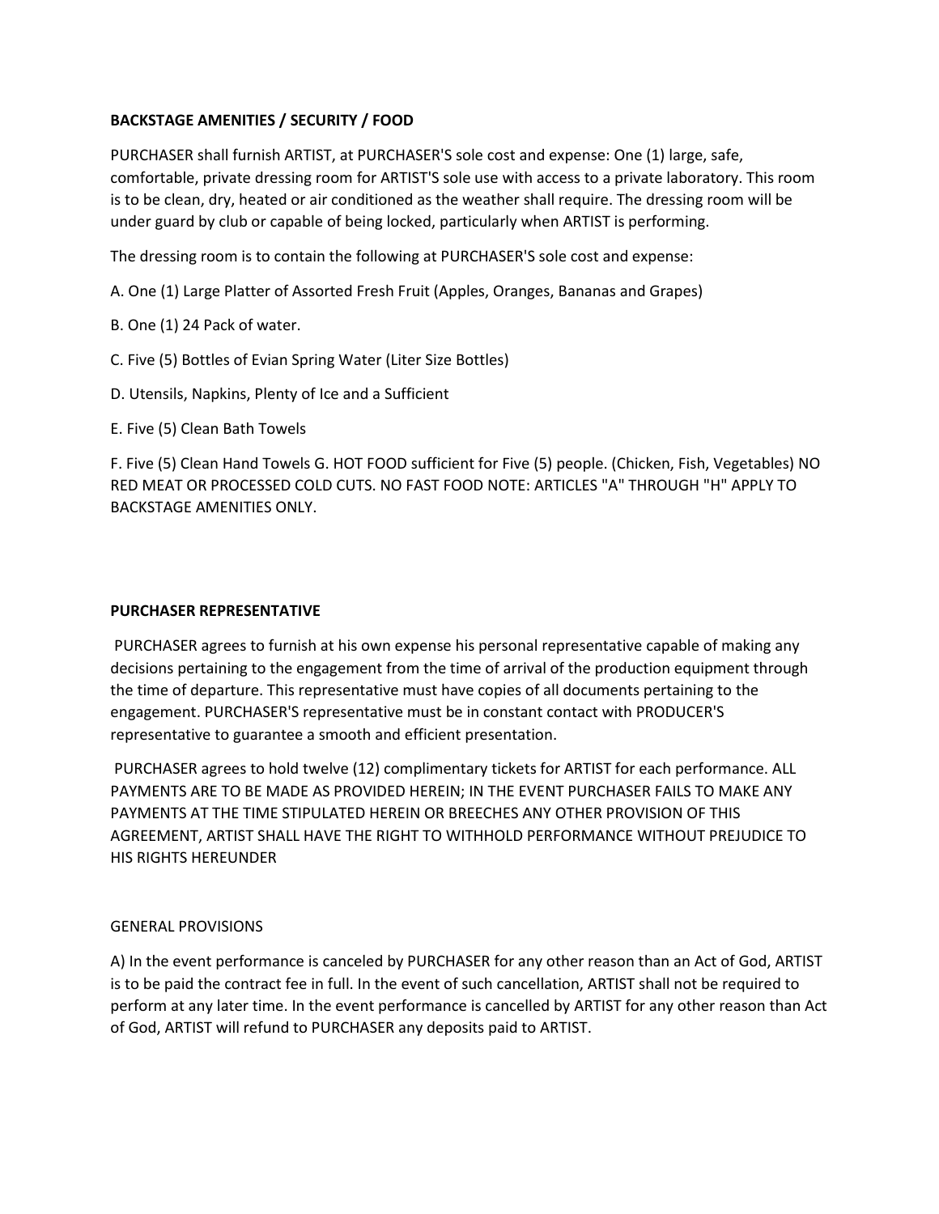**BACKSTAGE AMENITIES / SECURITY / FOOD**

PURCHASER shall furnish ARTIST, at PURCHASER'S sole cost and expense: One (1) large, safe, comfortable, private dressing room for ARTIST'S sole use with access to a private laboratory. This room is to be clean, dry, heated or air conditioned as the weather shall require. The dressing room will be under guard by club or capable of being locked, particularly when ARTIST is performing.

The dressing room is to contain the following at PURCHASER'S sole cost and expense:

A. One (1) Large Platter of Assorted Fresh Fruit (Apples, Oranges, Bananas and Grapes)

B. One (1) 24 Pack of water.

C. Five (5) Bottles of Evian Spring Water (Liter Size Bottles)

D. Utensils, Napkins, Plenty of Ice and a Sufficient

E. Five (5) Clean Bath Towels

F. Five (5) Clean Hand Towels G. HOT FOOD sufficient for Five (5) people. (Chicken, Fish, Vegetables) NO RED MEAT OR PROCESSED COLD CUTS. NO FAST FOOD NOTE: ARTICLES "A" THROUGH "H" APPLY TO BACKSTAGE AMENITIES ONLY.

**PURCHASER REPRESENTATIVE**

PURCHASER agrees to furnish at his own expense his personal representative capable of making any decisions pertaining to the engagement from the time of arrival of the production equipment through the time of departure. This representative must have copies of all documents pertaining to the engagement. PURCHASER'S representative must be in constant contact with PRODUCER'S representative to guarantee a smooth and efficient presentation.

PURCHASER agrees to hold twelve (12) complimentary tickets for ARTIST for each performance. ALL PAYMENTS ARE TO BE MADE AS PROVIDED HEREIN; IN THE EVENT PURCHASER FAILS TO MAKE ANY PAYMENTS AT THE TIME STIPULATED HEREIN OR BREECHES ANY OTHER PROVISION OF THIS AGREEMENT, ARTIST SHALL HAVE THE RIGHT TO WITHHOLD PERFORMANCE WITHOUT PREJUDICE TO HIS RIGHTS HEREUNDER

GENERAL PROVISIONS

A) In the event performance is canceled by PURCHASER for any other reason than an Act of God, ARTIST is to be paid the contract fee in full. In the event of such cancellation, ARTIST shall not be required to perform at any later time. In the event performance is cancelled by ARTIST for any other reason than Act of God, ARTIST will refund to PURCHASER any deposits paid to ARTIST.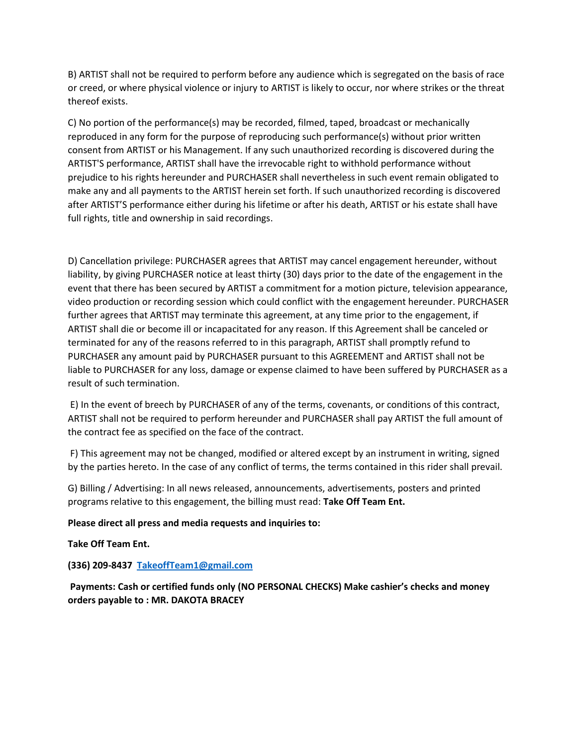B) ARTIST shall not be required to perform before any audience which is segregated on the basis of race or creed, or where physical violence or injury to ARTIST is likely to occur, nor where strikes or the threat thereof exists.

C) No portion of the performance(s) may be recorded, filmed, taped, broadcast or mechanically reproduced in any form for the purpose of reproducing such performance(s) without prior written consent from ARTIST or his Management. If any such unauthorized recording is discovered during the ARTIST'S performance, ARTIST shall have the irrevocable right to withhold performance without prejudice to his rights hereunder and PURCHASER shall nevertheless in such event remain obligated to make any and all payments to the ARTIST herein set forth. If such unauthorized recording is discovered after ARTIST'S performance either during his lifetime or after his death, ARTIST or his estate shall have full rights, title and ownership in said recordings.

D) Cancellation privilege: PURCHASER agrees that ARTIST may cancel engagement hereunder, without liability, by giving PURCHASER notice at least thirty (30) days prior to the date of the engagement in the event that there has been secured by ARTIST a commitment for a motion picture, television appearance, video production or recording session which could conflict with the engagement hereunder. PURCHASER further agrees that ARTIST may terminate this agreement, at any time prior to the engagement, if ARTIST shall die or become ill or incapacitated for any reason. If this Agreement shall be canceled or terminated for any of the reasons referred to in this paragraph, ARTIST shall promptly refund to PURCHASER any amount paid by PURCHASER pursuant to this AGREEMENT and ARTIST shall not be liable to PURCHASER for any loss, damage or expense claimed to have been suffered by PURCHASER as a result of such termination.

E) In the event of breech by PURCHASER of any of the terms, covenants, or conditions of this contract, ARTIST shall not be required to perform hereunder and PURCHASER shall pay ARTIST the full amount of the contract fee as specified on the face of the contract.

F) This agreement may not be changed, modified or altered except by an instrument in writing, signed by the parties hereto. In the case of any conflict of terms, the terms contained in this rider shall prevail.

G) Billing / Advertising: In all news released, announcements, advertisements, posters and printed programs relative to this engagement, the billing must read: **Take Off Team Ent.**

**Please direct all press and media requests and inquiries to:**

**Take Off Team Ent.**

**(336) 209-8437** **TakeoffTeam1@gmail.com**

**Payments: Cash or certified funds only (NO PERSONAL CHECKS) Make cashier's checks and money orders payable to : MR. DAKOTA BRACEY**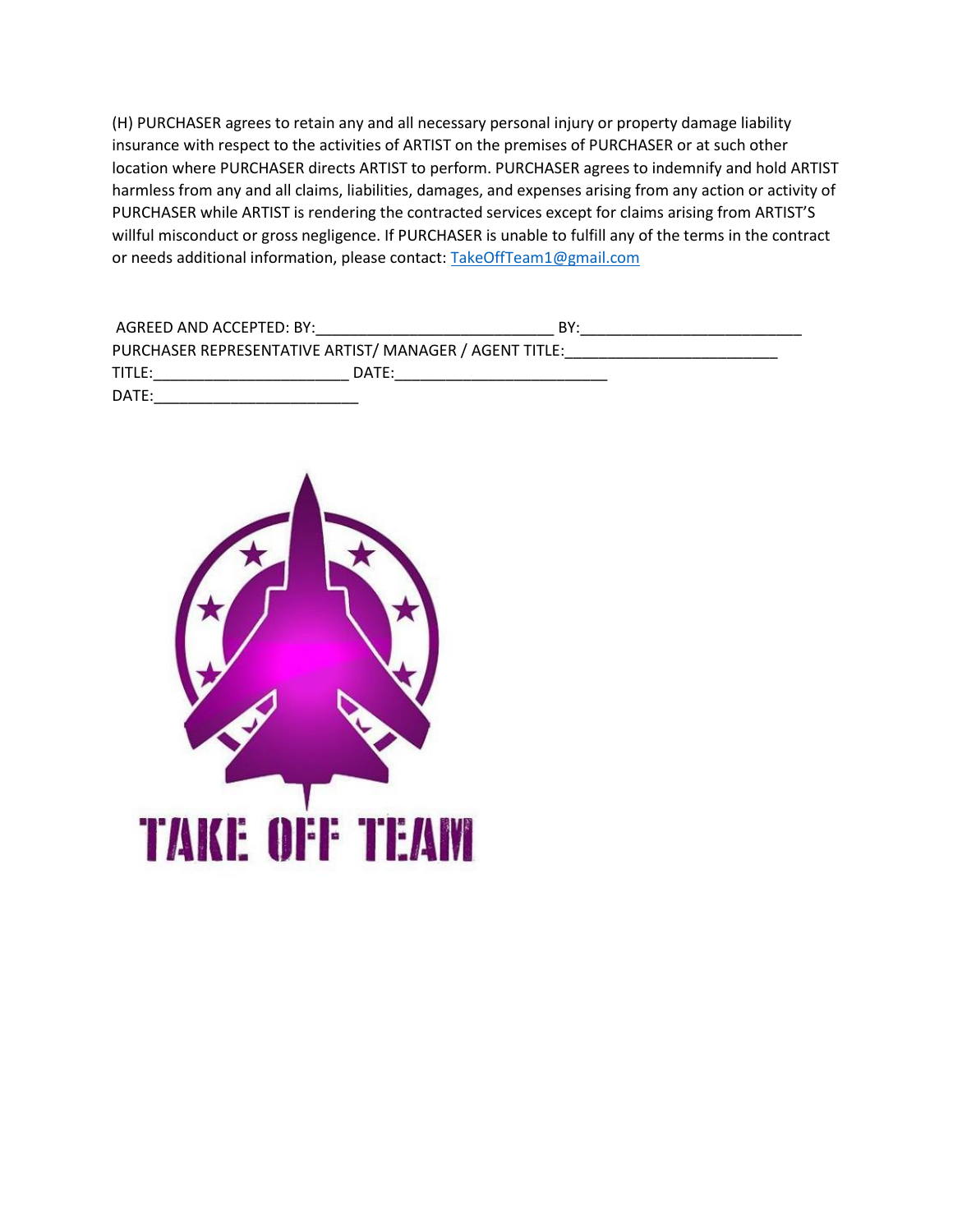(H) PURCHASER agrees to retain any and all necessary personal injury or property damage liability insurance with respect to the activities of ARTIST on the premises of PURCHASER or at such other location where PURCHASER directs ARTIST to perform. PURCHASER agrees to indemnify and hold ARTIST harmless from any and all claims, liabilities, damages, and expenses arising from any action or activity of PURCHASER while ARTIST is rendering the contracted services except for claims arising from ARTIST'S willful misconduct or gross negligence. If PURCHASER is unable to fulfill any of the terms in the contract or needs additional information, please contact: TakeOffTeam1@gmail.com

AGREED AND ACCEPTED: BY:____________________________ BY:__________________________
PURCHASER REPRESENTATIVE ARTIST/ MANAGER / AGENT TITLE:_________________________
TITLE:_______________________ DATE:_________________________
DATE:________________________

TAKE OFF TEAM